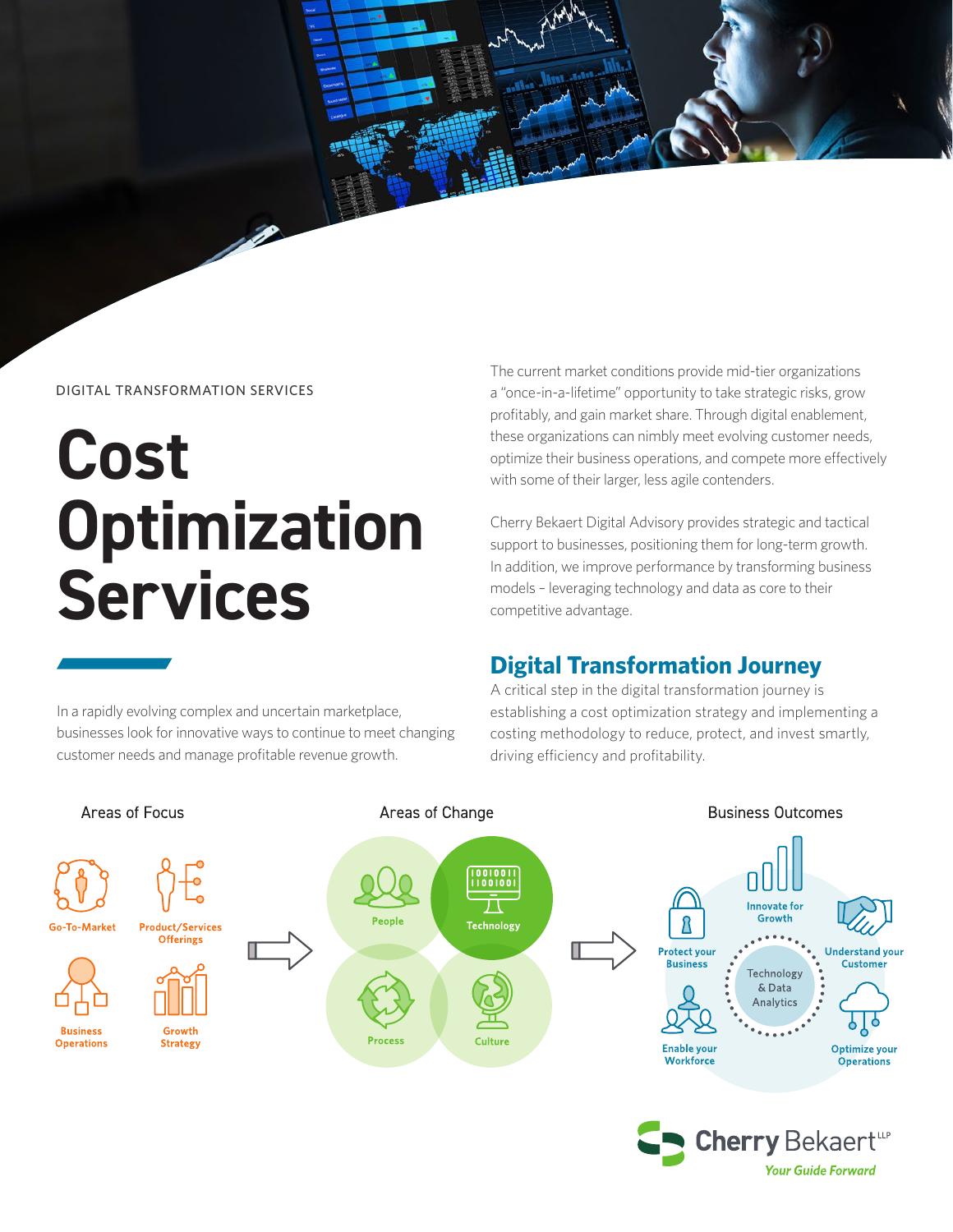DIGITAL TRANSFORMATION SERVICES

# Cost Optimization Services

In a rapidly evolving complex and uncertain marketplace, businesses look for innovative ways to continue to meet changing customer needs and manage profitable revenue growth.

The current market conditions provide mid-tier organizations a "once-in-a-lifetime" opportunity to take strategic risks, grow profitably, and gain market share. Through digital enablement, these organizations can nimbly meet evolving customer needs, optimize their business operations, and compete more effectively with some of their larger, less agile contenders.

Cherry Bekaert Digital Advisory provides strategic and tactical support to businesses, positioning them for long-term growth. In addition, we improve performance by transforming business models – leveraging technology and data as core to their competitive advantage.

## Digital Transformation Journey

A critical step in the digital transformation journey is establishing a cost optimization strategy and implementing a costing methodology to reduce, protect, and invest smartly, driving efficiency and profitability.

**Areas of Focus**

- Go-To-Market
- Product/Services Offerings
- Business Operations
- Growth Strategy

**Areas of Change**

- People
- Technology
- Process
- Culture

**Business Outcomes**

- Innovate for Growth
- Protect your Business
- Understand your Customer
- Enable your Workforce
- Optimize your Operations
- Technology & Data Analytics

Cherry Bekaert LLP

*Your Guide Forward*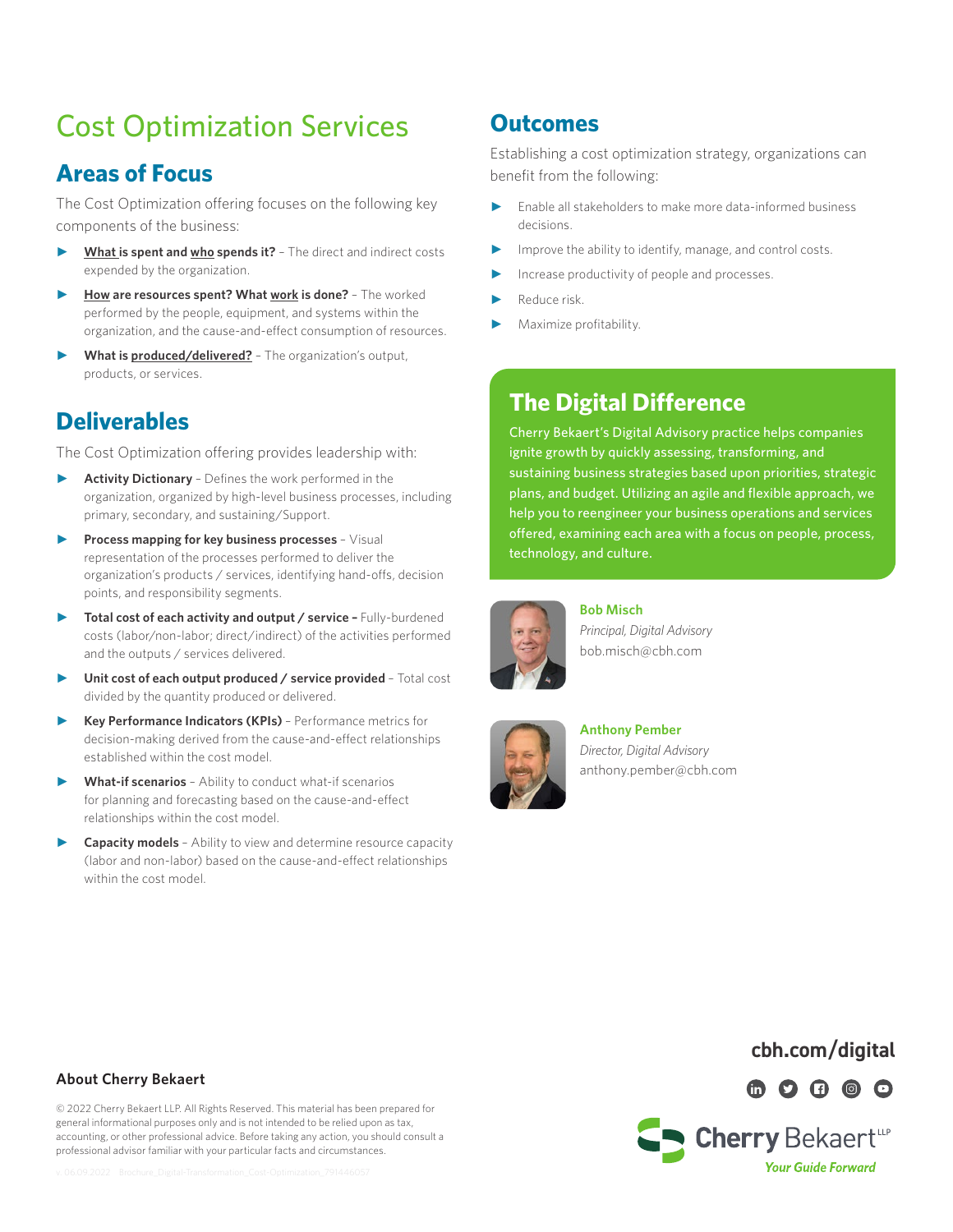# Cost Optimization Services

## Areas of Focus

The Cost Optimization offering focuses on the following key components of the business:

- **What is spent and who spends it?** – The direct and indirect costs expended by the organization.
- **How are resources spent? What work is done?** – The worked performed by the people, equipment, and systems within the organization, and the cause-and-effect consumption of resources.
- **What is produced/delivered?** – The organization's output, products, or services.

## Deliverables

The Cost Optimization offering provides leadership with:

- **Activity Dictionary** – Defines the work performed in the organization, organized by high-level business processes, including primary, secondary, and sustaining/Support.
- **Process mapping for key business processes** – Visual representation of the processes performed to deliver the organization's products / services, identifying hand-offs, decision points, and responsibility segments.
- **Total cost of each activity and output / service –** Fully-burdened costs (labor/non-labor; direct/indirect) of the activities performed and the outputs / services delivered.
- **Unit cost of each output produced / service provided** – Total cost divided by the quantity produced or delivered.
- **Key Performance Indicators (KPIs)** – Performance metrics for decision-making derived from the cause-and-effect relationships established within the cost model.
- **What-if scenarios** – Ability to conduct what-if scenarios for planning and forecasting based on the cause-and-effect relationships within the cost model.
- **Capacity models** – Ability to view and determine resource capacity (labor and non-labor) based on the cause-and-effect relationships within the cost model.

## Outcomes

Establishing a cost optimization strategy, organizations can benefit from the following:

- Enable all stakeholders to make more data-informed business decisions.
- Improve the ability to identify, manage, and control costs.
- Increase productivity of people and processes.
- Reduce risk.
- Maximize profitability.

## The Digital Difference

Cherry Bekaert's Digital Advisory practice helps companies ignite growth by quickly assessing, transforming, and sustaining business strategies based upon priorities, strategic plans, and budget. Utilizing an agile and flexible approach, we help you to reengineer your business operations and services offered, examining each area with a focus on people, process, technology, and culture.

**Bob Misch**
*Principal, Digital Advisory*
bob.misch@cbh.com

**Anthony Pember**
*Director, Digital Advisory*
anthony.pember@cbh.com

**About Cherry Bekaert**

© 2022 Cherry Bekaert LLP. All Rights Reserved. This material has been prepared for general informational purposes only and is not intended to be relied upon as tax, accounting, or other professional advice. Before taking any action, you should consult a professional advisor familiar with your particular facts and circumstances.

v. 06.09.2022 Brochure_Digital-Transformation_Cost-Optimization_791446057

**cbh.com/digital**

Cherry Bekaert LLP
*Your Guide Forward*